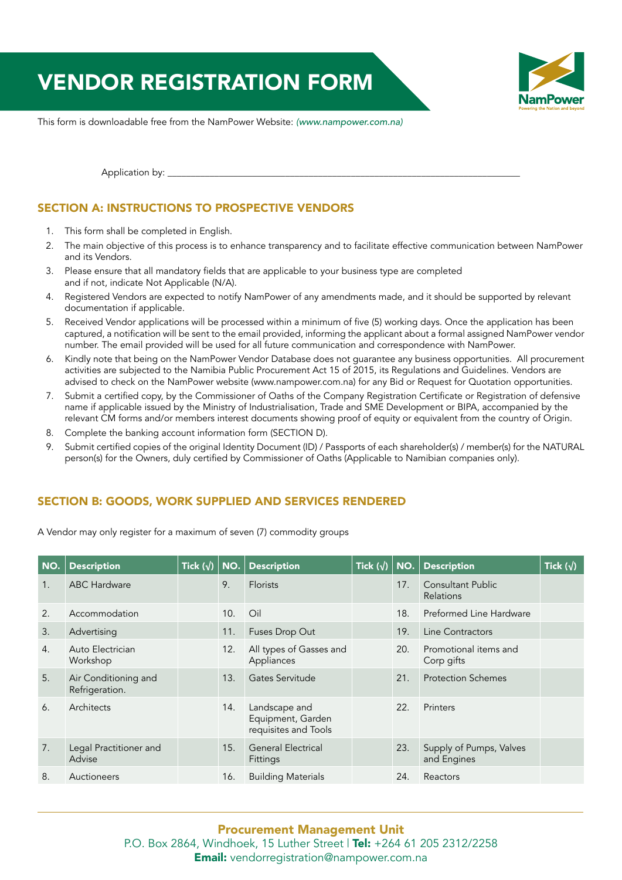# VENDOR REGISTRATION FORM

This form is downloadable free from the NamPower Website: *(www.nampower.com.na)*

Application by: ___________________________________________________________________________

## SECTION A: INSTRUCTIONS TO PROSPECTIVE VENDORS

1. This form shall be completed in English.
2. The main objective of this process is to enhance transparency and to facilitate effective communication between NamPower and its Vendors.
3. Please ensure that all mandatory fields that are applicable to your business type are completed and if not, indicate Not Applicable (N/A).
4. Registered Vendors are expected to notify NamPower of any amendments made, and it should be supported by relevant documentation if applicable.
5. Received Vendor applications will be processed within a minimum of five (5) working days. Once the application has been captured, a notification will be sent to the email provided, informing the applicant about a formal assigned NamPower vendor number. The email provided will be used for all future communication and correspondence with NamPower.
6. Kindly note that being on the NamPower Vendor Database does not guarantee any business opportunities. All procurement activities are subjected to the Namibia Public Procurement Act 15 of 2015, its Regulations and Guidelines. Vendors are advised to check on the NamPower website (www.nampower.com.na) for any Bid or Request for Quotation opportunities.
7. Submit a certified copy, by the Commissioner of Oaths of the Company Registration Certificate or Registration of defensive name if applicable issued by the Ministry of Industrialisation, Trade and SME Development or BIPA, accompanied by the relevant CM forms and/or members interest documents showing proof of equity or equivalent from the country of Origin.
8. Complete the banking account information form (SECTION D).
9. Submit certified copies of the original Identity Document (ID) / Passports of each shareholder(s) / member(s) for the NATURAL person(s) for the Owners, duly certified by Commissioner of Oaths (Applicable to Namibian companies only).

## SECTION B: GOODS, WORK SUPPLIED AND SERVICES RENDERED

A Vendor may only register for a maximum of seven (7) commodity groups

| NO. | Description | Tick (√) | NO. | Description | Tick (√) | NO. | Description | Tick (√) |
|---|---|---|---|---|---|---|---|---|
| 1. | ABC Hardware | | 9. | Florists | | 17. | Consultant Public Relations | |
| 2. | Accommodation | | 10. | Oil | | 18. | Preformed Line Hardware | |
| 3. | Advertising | | 11. | Fuses Drop Out | | 19. | Line Contractors | |
| 4. | Auto Electrician Workshop | | 12. | All types of Gasses and Appliances | | 20. | Promotional items and Corp gifts | |
| 5. | Air Conditioning and Refrigeration. | | 13. | Gates Servitude | | 21. | Protection Schemes | |
| 6. | Architects | | 14. | Landscape and Equipment, Garden requisites and Tools | | 22. | Printers | |
| 7. | Legal Practitioner and Advise | | 15. | General Electrical Fittings | | 23. | Supply of Pumps, Valves and Engines | |
| 8. | Auctioneers | | 16. | Building Materials | | 24. | Reactors | |

**Procurement Management Unit**
P.O. Box 2864, Windhoek, 15 Luther Street | **Tel:** +264 61 205 2312/2258
**Email:** vendorregistration@nampower.com.na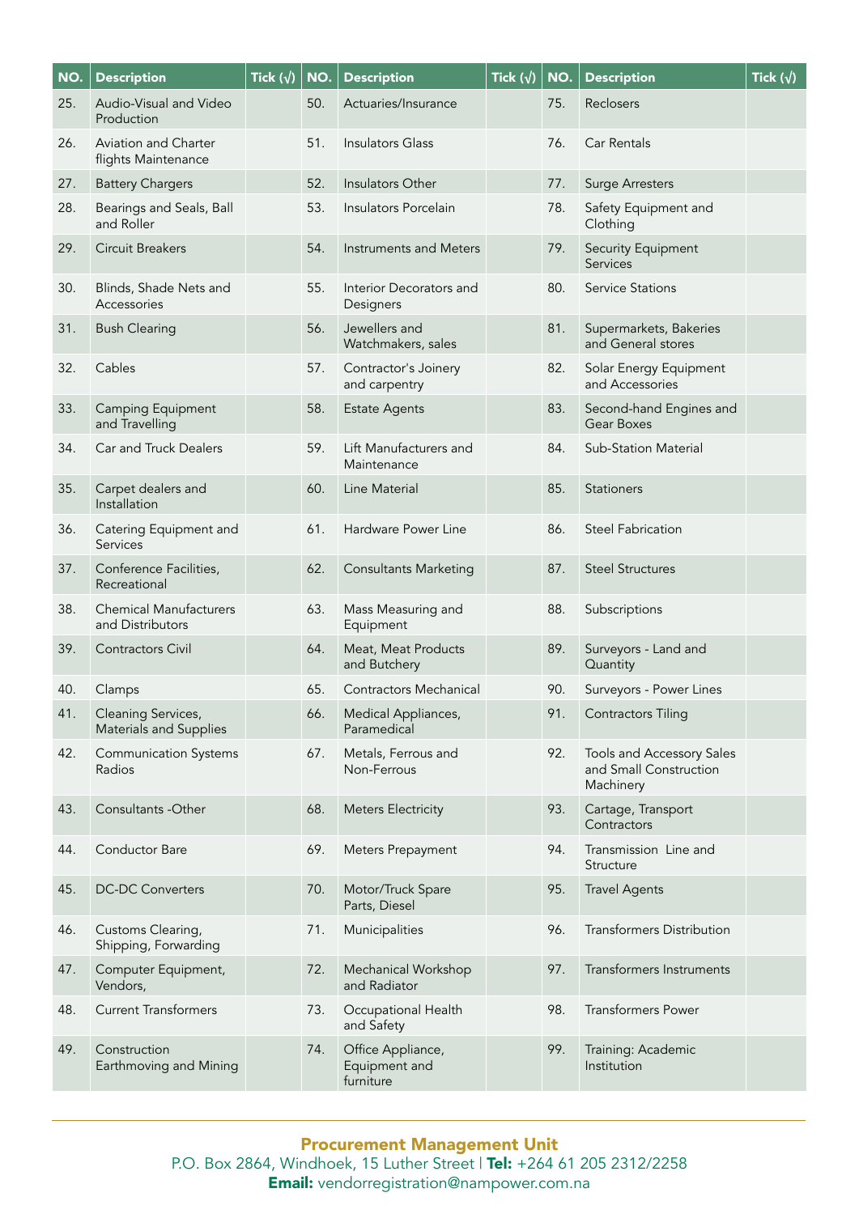| NO. | Description | Tick (√) | NO. | Description | Tick (√) | NO. | Description | Tick (√) |
|---|---|---|---|---|---|---|---|---|
| 25. | Audio-Visual and Video Production | | 50. | Actuaries/Insurance | | 75. | Reclosers | |
| 26. | Aviation and Charter flights Maintenance | | 51. | Insulators Glass | | 76. | Car Rentals | |
| 27. | Battery Chargers | | 52. | Insulators Other | | 77. | Surge Arresters | |
| 28. | Bearings and Seals, Ball and Roller | | 53. | Insulators Porcelain | | 78. | Safety Equipment and Clothing | |
| 29. | Circuit Breakers | | 54. | Instruments and Meters | | 79. | Security Equipment Services | |
| 30. | Blinds, Shade Nets and Accessories | | 55. | Interior Decorators and Designers | | 80. | Service Stations | |
| 31. | Bush Clearing | | 56. | Jewellers and Watchmakers, sales | | 81. | Supermarkets, Bakeries and General stores | |
| 32. | Cables | | 57. | Contractor's Joinery and carpentry | | 82. | Solar Energy Equipment and Accessories | |
| 33. | Camping Equipment and Travelling | | 58. | Estate Agents | | 83. | Second-hand Engines and Gear Boxes | |
| 34. | Car and Truck Dealers | | 59. | Lift Manufacturers and Maintenance | | 84. | Sub-Station Material | |
| 35. | Carpet dealers and Installation | | 60. | Line Material | | 85. | Stationers | |
| 36. | Catering Equipment and Services | | 61. | Hardware Power Line | | 86. | Steel Fabrication | |
| 37. | Conference Facilities, Recreational | | 62. | Consultants Marketing | | 87. | Steel Structures | |
| 38. | Chemical Manufacturers and Distributors | | 63. | Mass Measuring and Equipment | | 88. | Subscriptions | |
| 39. | Contractors Civil | | 64. | Meat, Meat Products and Butchery | | 89. | Surveyors - Land and Quantity | |
| 40. | Clamps | | 65. | Contractors Mechanical | | 90. | Surveyors - Power Lines | |
| 41. | Cleaning Services, Materials and Supplies | | 66. | Medical Appliances, Paramedical | | 91. | Contractors Tiling | |
| 42. | Communication Systems Radios | | 67. | Metals, Ferrous and Non-Ferrous | | 92. | Tools and Accessory Sales and Small Construction Machinery | |
| 43. | Consultants -Other | | 68. | Meters Electricity | | 93. | Cartage, Transport Contractors | |
| 44. | Conductor Bare | | 69. | Meters Prepayment | | 94. | Transmission Line and Structure | |
| 45. | DC-DC Converters | | 70. | Motor/Truck Spare Parts, Diesel | | 95. | Travel Agents | |
| 46. | Customs Clearing, Shipping, Forwarding | | 71. | Municipalities | | 96. | Transformers Distribution | |
| 47. | Computer Equipment, Vendors, | | 72. | Mechanical Workshop and Radiator | | 97. | Transformers Instruments | |
| 48. | Current Transformers | | 73. | Occupational Health and Safety | | 98. | Transformers Power | |
| 49. | Construction Earthmoving and Mining | | 74. | Office Appliance, Equipment and furniture | | 99. | Training: Academic Institution | |

**Procurement Management Unit**
P.O. Box 2864, Windhoek, 15 Luther Street | **Tel:** +264 61 205 2312/2258
**Email:** vendorregistration@nampower.com.na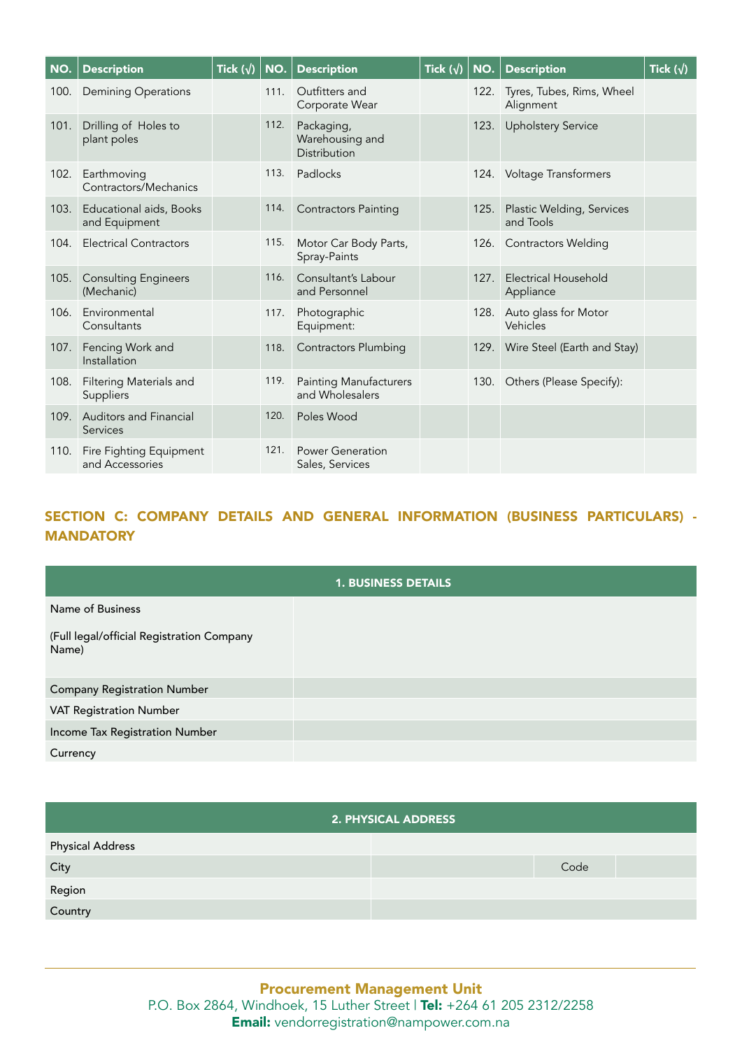| NO. | Description | Tick (√) | NO. | Description | Tick (√) | NO. | Description | Tick (√) |
|---|---|---|---|---|---|---|---|---|
| 100. | Demining Operations | | 111. | Outfitters and Corporate Wear | | 122. | Tyres, Tubes, Rims, Wheel Alignment | |
| 101. | Drilling of Holes to plant poles | | 112. | Packaging, Warehousing and Distribution | | 123. | Upholstery Service | |
| 102. | Earthmoving Contractors/Mechanics | | 113. | Padlocks | | 124. | Voltage Transformers | |
| 103. | Educational aids, Books and Equipment | | 114. | Contractors Painting | | 125. | Plastic Welding, Services and Tools | |
| 104. | Electrical Contractors | | 115. | Motor Car Body Parts, Spray-Paints | | 126. | Contractors Welding | |
| 105. | Consulting Engineers (Mechanic) | | 116. | Consultant's Labour and Personnel | | 127. | Electrical Household Appliance | |
| 106. | Environmental Consultants | | 117. | Photographic Equipment: | | 128. | Auto glass for Motor Vehicles | |
| 107. | Fencing Work and Installation | | 118. | Contractors Plumbing | | 129. | Wire Steel (Earth and Stay) | |
| 108. | Filtering Materials and Suppliers | | 119. | Painting Manufacturers and Wholesalers | | 130. | Others (Please Specify): | |
| 109. | Auditors and Financial Services | | 120. | Poles Wood | | | | |
| 110. | Fire Fighting Equipment and Accessories | | 121. | Power Generation Sales, Services | | | | |

## SECTION C: COMPANY DETAILS AND GENERAL INFORMATION (BUSINESS PARTICULARS) - MANDATORY

| 1. BUSINESS DETAILS | |
|---|---|
| Name of Business<br><br>(Full legal/official Registration Company Name) | |
| Company Registration Number | |
| VAT Registration Number | |
| Income Tax Registration Number | |
| Currency | |

| 2. PHYSICAL ADDRESS | | | |
|---|---|---|---|
| Physical Address | | | |
| City | | Code | |
| Region | | | |
| Country | | | |

**Procurement Management Unit**
P.O. Box 2864, Windhoek, 15 Luther Street | **Tel:** +264 61 205 2312/2258
**Email:** vendorregistration@nampower.com.na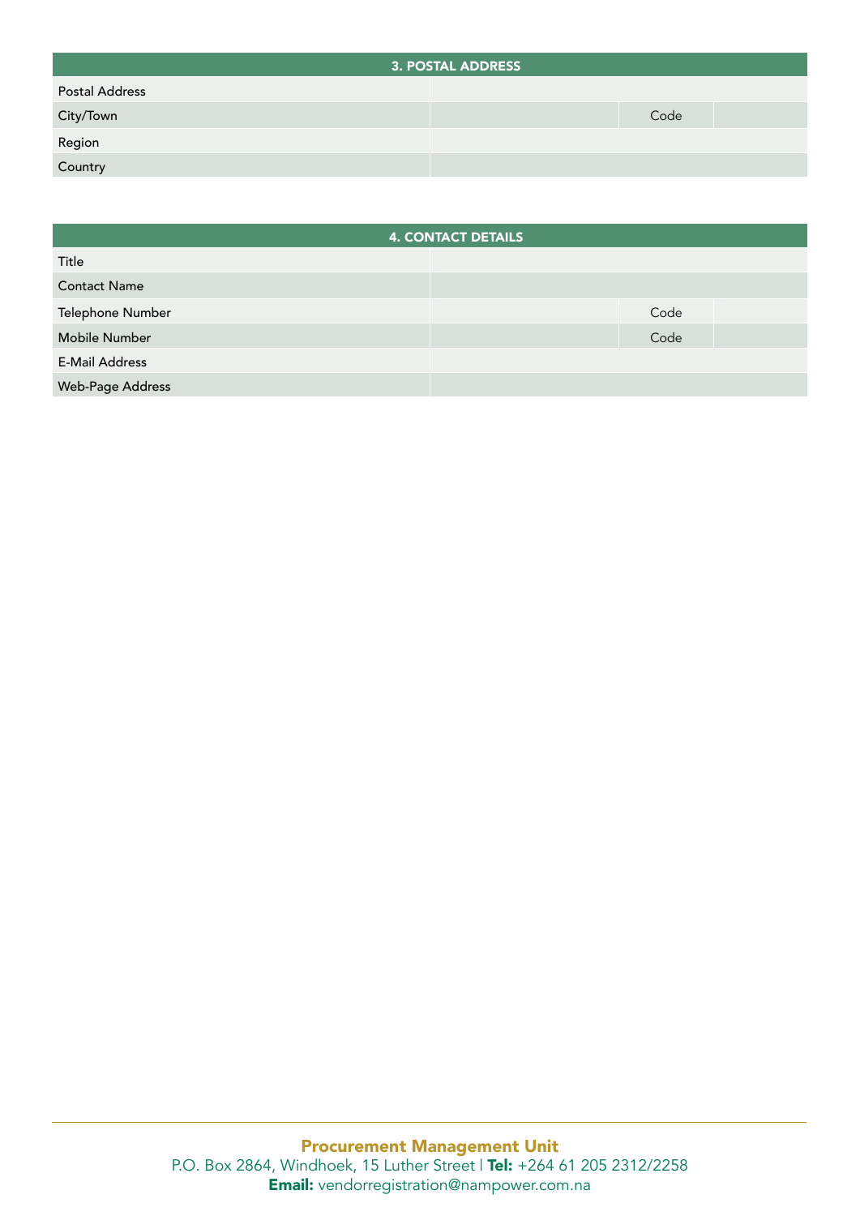| 3. POSTAL ADDRESS | | | |
|---|---|---|---|
| Postal Address | | | |
| City/Town | | Code | |
| Region | | | |
| Country | | | |

| 4. CONTACT DETAILS | | | |
|---|---|---|---|
| Title | | | |
| Contact Name | | | |
| Telephone Number | | Code | |
| Mobile Number | | Code | |
| E-Mail Address | | | |
| Web-Page Address | | | |

**Procurement Management Unit**
P.O. Box 2864, Windhoek, 15 Luther Street | **Tel:** +264 61 205 2312/2258
**Email:** vendorregistration@nampower.com.na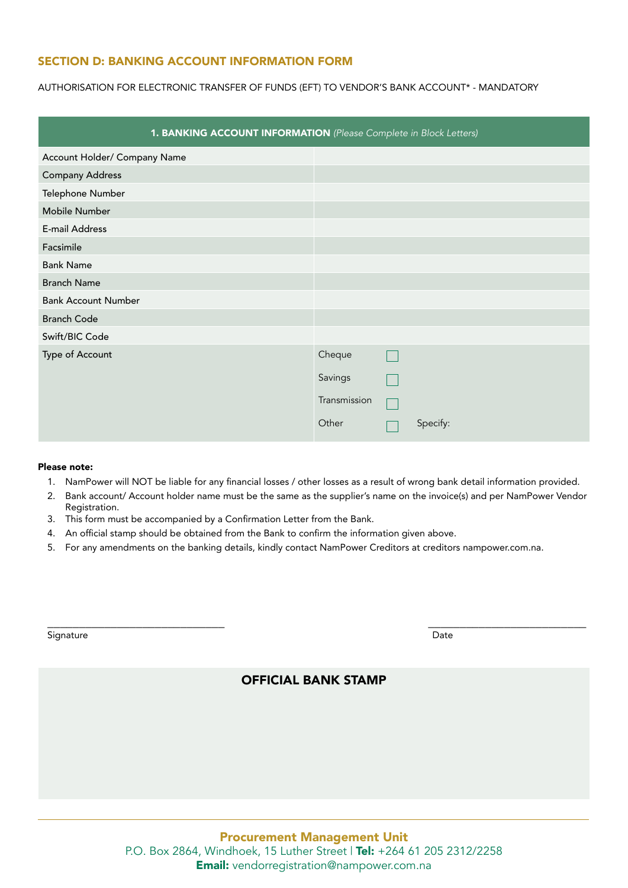## SECTION D: BANKING ACCOUNT INFORMATION FORM

AUTHORISATION FOR ELECTRONIC TRANSFER OF FUNDS (EFT) TO VENDOR'S BANK ACCOUNT* - MANDATORY

| **1. BANKING ACCOUNT INFORMATION** *(Please Complete in Block Letters)* | |
|---|---|
| Account Holder/ Company Name | |
| Company Address | |
| Telephone Number | |
| Mobile Number | |
| E-mail Address | |
| Facsimile | |
| Bank Name | |
| Branch Name | |
| Bank Account Number | |
| Branch Code | |
| Swift/BIC Code | |
| Type of Account | Cheque ☐<br>Savings ☐<br>Transmission ☐<br>Other ☐ Specify: |

**Please note:**

1. NamPower will NOT be liable for any financial losses / other losses as a result of wrong bank detail information provided.
2. Bank account/ Account holder name must be the same as the supplier's name on the invoice(s) and per NamPower Vendor Registration.
3. This form must be accompanied by a Confirmation Letter from the Bank.
4. An official stamp should be obtained from the Bank to confirm the information given above.
5. For any amendments on the banking details, kindly contact NamPower Creditors at creditors nampower.com.na.

\_\_\_\_\_\_\_\_\_\_\_\_\_\_\_\_\_\_\_\_\_\_\_\_\_\_\_\_\_\_\_\_\_\_\_
Signature

\_\_\_\_\_\_\_\_\_\_\_\_\_\_\_\_\_\_\_\_\_\_\_\_\_\_\_\_\_\_\_
Date

**OFFICIAL BANK STAMP**

**Procurement Management Unit**
P.O. Box 2864, Windhoek, 15 Luther Street | **Tel:** +264 61 205 2312/2258
**Email:** vendorregistration@nampower.com.na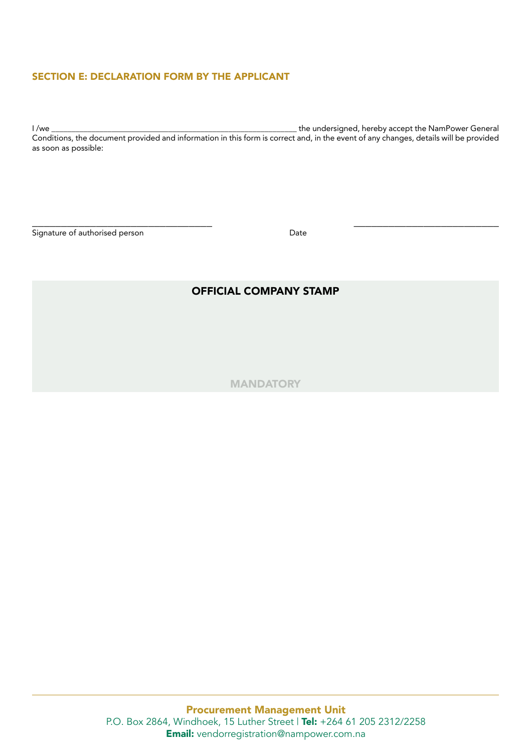## SECTION E: DECLARATION FORM BY THE APPLICANT

I /we ____________________________________________________________ the undersigned, hereby accept the NamPower General Conditions, the document provided and information in this form is correct and, in the event of any changes, details will be provided as soon as possible:

____________________________________________ &nbsp;&nbsp;&nbsp;&nbsp;&nbsp;&nbsp;&nbsp;&nbsp;&nbsp;&nbsp;&nbsp;&nbsp; ____________________________________
Signature of authorised person &nbsp;&nbsp;&nbsp;&nbsp;&nbsp;&nbsp;&nbsp;&nbsp;&nbsp;&nbsp;&nbsp;&nbsp;&nbsp;&nbsp;&nbsp;&nbsp;&nbsp;&nbsp;&nbsp;&nbsp;&nbsp;&nbsp;&nbsp;&nbsp;&nbsp;&nbsp;&nbsp;&nbsp;&nbsp;&nbsp;&nbsp;&nbsp;&nbsp;&nbsp;&nbsp;&nbsp;&nbsp;&nbsp;&nbsp;&nbsp;&nbsp;&nbsp; Date

**OFFICIAL COMPANY STAMP**

MANDATORY

**Procurement Management Unit**
P.O. Box 2864, Windhoek, 15 Luther Street | **Tel:** +264 61 205 2312/2258
**Email:** vendorregistration@nampower.com.na